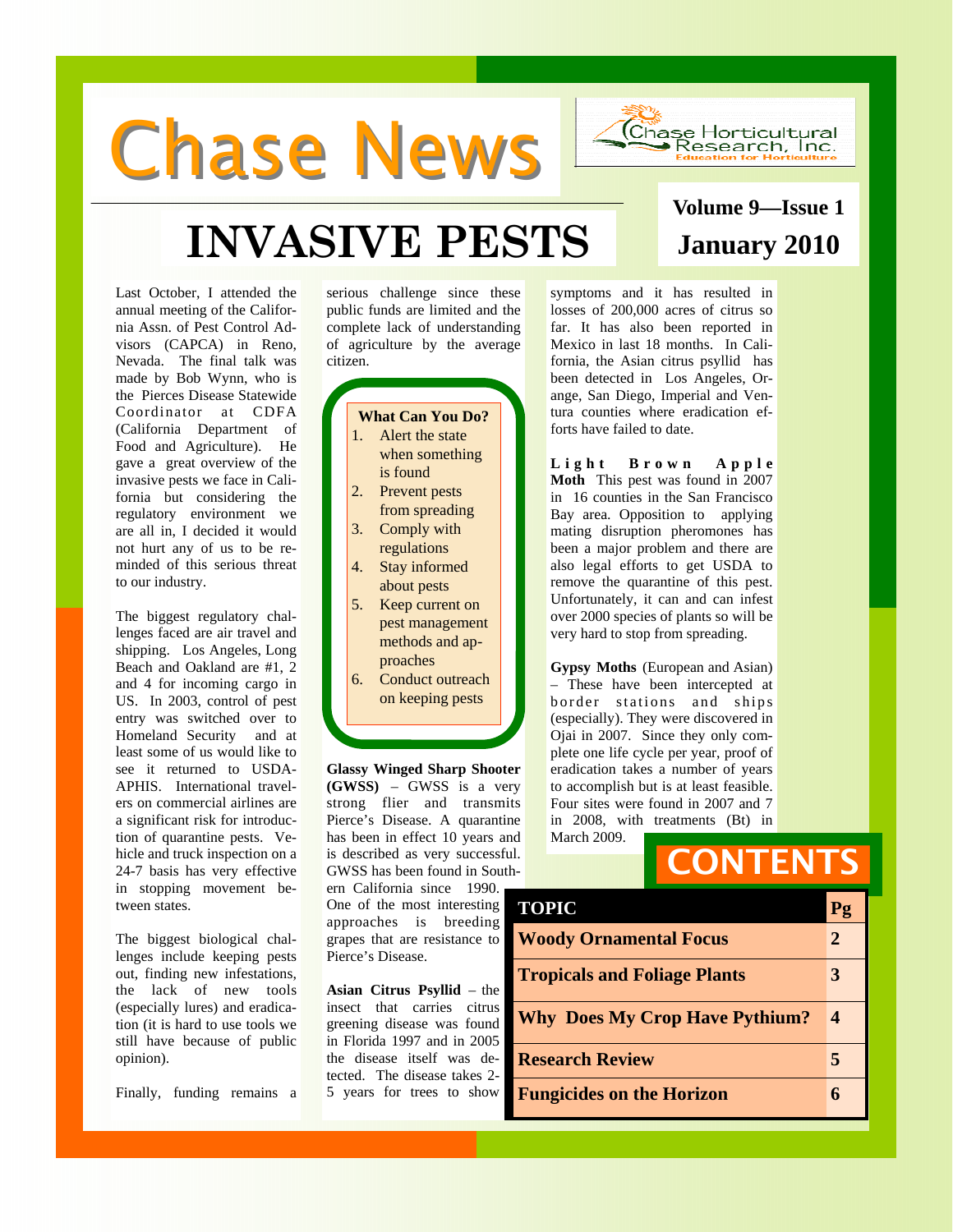# Chase News

Chase Horticultural Research, Inc.
Education for Horticulture

Volume 9—Issue 1
January 2010

## INVASIVE PESTS

Last October, I attended the annual meeting of the California Assn. of Pest Control Advisors (CAPCA) in Reno, Nevada. The final talk was made by Bob Wynn, who is the Pierces Disease Statewide Coordinator at CDFA (California Department of Food and Agriculture). He gave a great overview of the invasive pests we face in California but considering the regulatory environment we are all in, I decided it would not hurt any of us to be reminded of this serious threat to our industry.

The biggest regulatory challenges faced are air travel and shipping. Los Angeles, Long Beach and Oakland are #1, 2 and 4 for incoming cargo in US. In 2003, control of pest entry was switched over to Homeland Security and at least some of us would like to see it returned to USDA-APHIS. International travelers on commercial airlines are a significant risk for introduction of quarantine pests. Vehicle and truck inspection on a 24-7 basis has very effective in stopping movement between states.

The biggest biological challenges include keeping pests out, finding new infestations, the lack of new tools (especially lures) and eradication (it is hard to use tools we still have because of public opinion).

Finally, funding remains a serious challenge since these public funds are limited and the complete lack of understanding of agriculture by the average citizen.

**What Can You Do?**

1. Alert the state when something is found
2. Prevent pests from spreading
3. Comply with regulations
4. Stay informed about pests
5. Keep current on pest management methods and approaches
6. Conduct outreach on keeping pests

**Glassy Winged Sharp Shooter (GWSS)** – GWSS is a very strong flier and transmits Pierce's Disease. A quarantine has been in effect 10 years and is described as very successful. GWSS has been found in Southern California since 1990. One of the most interesting approaches is breeding grapes that are resistance to Pierce's Disease.

**Asian Citrus Psyllid** – the insect that carries citrus greening disease was found in Florida 1997 and in 2005 the disease itself was detected. The disease takes 2-5 years for trees to show symptoms and it has resulted in losses of 200,000 acres of citrus so far. It has also been reported in Mexico in last 18 months. In California, the Asian citrus psyllid has been detected in Los Angeles, Orange, San Diego, Imperial and Ventura counties where eradication efforts have failed to date.

**Light Brown Apple Moth** This pest was found in 2007 in 16 counties in the San Francisco Bay area. Opposition to applying mating disruption pheromones has been a major problem and there are also legal efforts to get USDA to remove the quarantine of this pest. Unfortunately, it can and can infest over 2000 species of plants so will be very hard to stop from spreading.

**Gypsy Moths** (European and Asian) – These have been intercepted at border stations and ships (especially). They were discovered in Ojai in 2007. Since they only complete one life cycle per year, proof of eradication takes a number of years to accomplish but is at least feasible. Four sites were found in 2007 and 7 in 2008, with treatments (Bt) in March 2009.

## CONTENTS

| TOPIC | Pg |
|---|---|
| Woody Ornamental Focus | 2 |
| Tropicals and Foliage Plants | 3 |
| Why Does My Crop Have Pythium? | 4 |
| Research Review | 5 |
| Fungicides on the Horizon | 6 |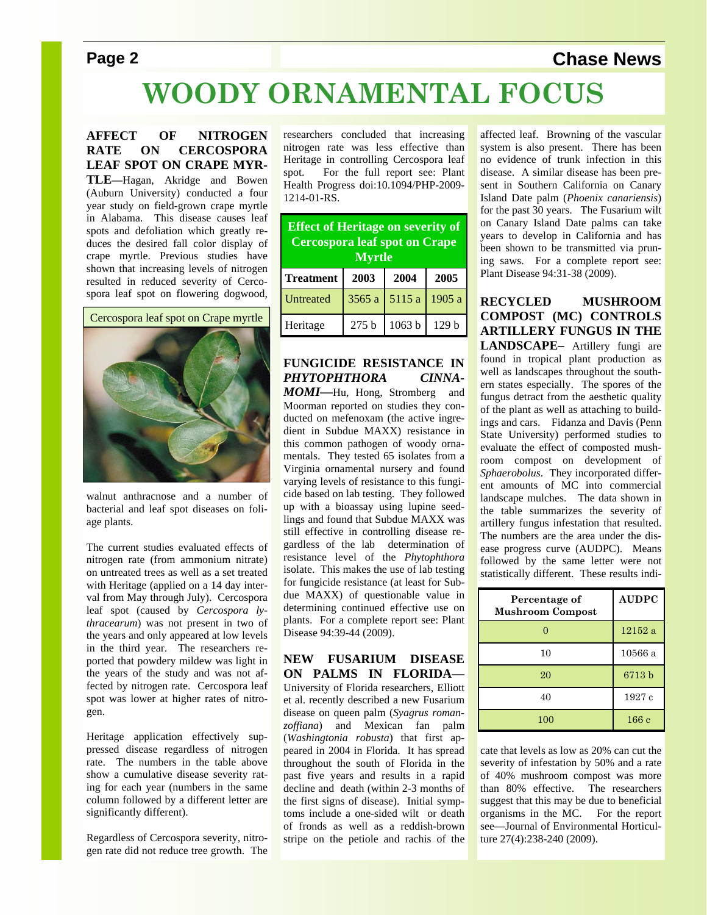# WOODY ORNAMENTAL FOCUS

**AFFECT OF NITROGEN RATE ON CERCOSPORA LEAF SPOT ON CRAPE MYRTLE—**Hagan, Akridge and Bowen (Auburn University) conducted a four year study on field-grown crape myrtle in Alabama. This disease causes leaf spots and defoliation which greatly reduces the desired fall color display of crape myrtle. Previous studies have shown that increasing levels of nitrogen resulted in reduced severity of Cercospora leaf spot on flowering dogwood, walnut anthracnose and a number of bacterial and leaf spot diseases on foliage plants.

Cercospora leaf spot on Crape myrtle

The current studies evaluated effects of nitrogen rate (from ammonium nitrate) on untreated trees as well as a set treated with Heritage (applied on a 14 day interval from May through July). Cercospora leaf spot (caused by *Cercospora lythracearum*) was not present in two of the years and only appeared at low levels in the third year. The researchers reported that powdery mildew was light in the years of the study and was not affected by nitrogen rate. Cercospora leaf spot was lower at higher rates of nitrogen.

Heritage application effectively suppressed disease regardless of nitrogen rate. The numbers in the table above show a cumulative disease severity rating for each year (numbers in the same column followed by a different letter are significantly different).

Regardless of Cercospora severity, nitrogen rate did not reduce tree growth. The researchers concluded that increasing nitrogen rate was less effective than Heritage in controlling Cercospora leaf spot. For the full report see: Plant Health Progress doi:10.1094/PHP-2009-1214-01-RS.

**Effect of Heritage on severity of Cercospora leaf spot on Crape Myrtle**

| Treatment | 2003 | 2004 | 2005 |
|---|---|---|---|
| Untreated | 3565 a | 5115 a | 1905 a |
| Heritage | 275 b | 1063 b | 129 b |

**FUNGICIDE RESISTANCE IN *PHYTOPHTHORA CINNAMOMI*—**Hu, Hong, Stromberg and Moorman reported on studies they conducted on mefenoxam (the active ingredient in Subdue MAXX) resistance in this common pathogen of woody ornamentals. They tested 65 isolates from a Virginia ornamental nursery and found varying levels of resistance to this fungicide based on lab testing. They followed up with a bioassay using lupine seedlings and found that Subdue MAXX was still effective in controlling disease regardless of the lab determination of resistance level of the *Phytophthora* isolate. This makes the use of lab testing for fungicide resistance (at least for Subdue MAXX) of questionable value in determining continued effective use on plants. For a complete report see: Plant Disease 94:39-44 (2009).

**NEW FUSARIUM DISEASE ON PALMS IN FLORIDA—** University of Florida researchers, Elliott et al. recently described a new Fusarium disease on queen palm (*Syagrus romanzoffiana*) and Mexican fan palm (*Washingtonia robusta*) that first appeared in 2004 in Florida. It has spread throughout the south of Florida in the past five years and results in a rapid decline and death (within 2-3 months of the first signs of disease). Initial symptoms include a one-sided wilt or death of fronds as well as a reddish-brown stripe on the petiole and rachis of the affected leaf. Browning of the vascular system is also present. There has been no evidence of trunk infection in this disease. A similar disease has been present in Southern California on Canary Island Date palm (*Phoenix canariensis*) for the past 30 years. The Fusarium wilt on Canary Island Date palms can take years to develop in California and has been shown to be transmitted via pruning saws. For a complete report see: Plant Disease 94:31-38 (2009).

**RECYCLED MUSHROOM COMPOST (MC) CONTROLS ARTILLERY FUNGUS IN THE LANDSCAPE–** Artillery fungi are found in tropical plant production as well as landscapes throughout the southern states especially. The spores of the fungus detract from the aesthetic quality of the plant as well as attaching to buildings and cars. Fidanza and Davis (Penn State University) performed studies to evaluate the effect of composted mushroom compost on development of *Sphaerobolus*. They incorporated different amounts of MC into commercial landscape mulches. The data shown in the table summarizes the severity of artillery fungus infestation that resulted. The numbers are the area under the disease progress curve (AUDPC). Means followed by the same letter were not statistically different. These results indicate that levels as low as 20% can cut the severity of infestation by 50% and a rate of 40% mushroom compost was more than 80% effective. The researchers suggest that this may be due to beneficial organisms in the MC. For the report see—Journal of Environmental Horticulture 27(4):238-240 (2009).

| Percentage of Mushroom Compost | AUDPC |
|---|---|
| 0 | 12152 a |
| 10 | 10566 a |
| 20 | 6713 b |
| 40 | 1927 c |
| 100 | 166 c |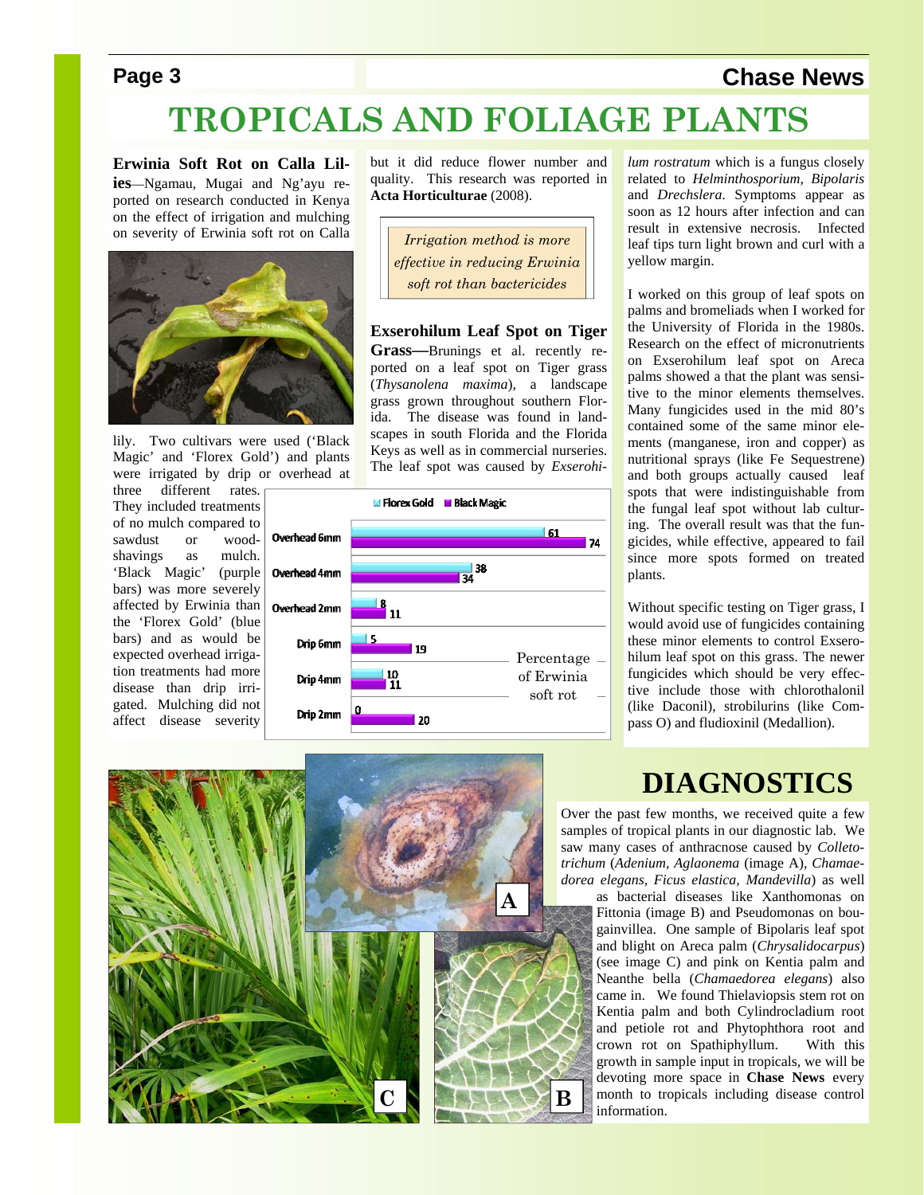# TROPICALS AND FOLIAGE PLANTS

**Erwinia Soft Rot on Calla Lilies**—Ngamau, Mugai and Ng'ayu reported on research conducted in Kenya on the effect of irrigation and mulching on severity of Erwinia soft rot on Calla lily. Two cultivars were used ('Black Magic' and 'Florex Gold') and plants were irrigated by drip or overhead at three different rates. They included treatments of no mulch compared to sawdust or wood-shavings as mulch. 'Black Magic' (purple bars) was more severely affected by Erwinia than the 'Florex Gold' (blue bars) and as would be expected overhead irrigation treatments had more disease than drip irrigated. Mulching did not affect disease severity but it did reduce flower number and quality. This research was reported in **Acta Horticulturae** (2008).

| Treatment | Florex Gold | Black Magic |
|---|---|---|
| Overhead 6mm | 61 | 74 |
| Overhead 4mm | 38 | 34 |
| Overhead 2mm | 8 | 11 |
| Drip 6mm | 5 | 19 |
| Drip 4mm | 10 | 11 |
| Drip 2mm | 0 | 20 |

Percentage of Erwinia soft rot

> *Irrigation method is more effective in reducing Erwinia soft rot than bactericides*

**Exserohilum Leaf Spot on Tiger Grass—**Brunings et al. recently reported on a leaf spot on Tiger grass (*Thysanolena maxima*), a landscape grass grown throughout southern Florida. The disease was found in landscapes in south Florida and the Florida Keys as well as in commercial nurseries. The leaf spot was caused by *Exserohilum rostratum* which is a fungus closely related to *Helminthosporium, Bipolaris* and *Drechslera.* Symptoms appear as soon as 12 hours after infection and can result in extensive necrosis. Infected leaf tips turn light brown and curl with a yellow margin.

I worked on this group of leaf spots on palms and bromeliads when I worked for the University of Florida in the 1980s. Research on the effect of micronutrients on Exserohilum leaf spot on Areca palms showed a that the plant was sensitive to the minor elements themselves. Many fungicides used in the mid 80's contained some of the same minor elements (manganese, iron and copper) as nutritional sprays (like Fe Sequestrene) and both groups actually caused leaf spots that were indistinguishable from the fungal leaf spot without lab culturing. The overall result was that the fungicides, while effective, appeared to fail since more spots formed on treated plants.

Without specific testing on Tiger grass, I would avoid use of fungicides containing these minor elements to control Exserohilum leaf spot on this grass. The newer fungicides which should be very effective include those with chlorothalonil (like Daconil), strobilurins (like Compass O) and fludioxinil (Medallion).

# DIAGNOSTICS

Over the past few months, we received quite a few samples of tropical plants in our diagnostic lab. We saw many cases of anthracnose caused by *Colletotrichum* (*Adenium, Aglaonema* (image A), *Chamaedorea elegans, Ficus elastica, Mandevilla*) as well as bacterial diseases like Xanthomonas on Fittonia (image B) and Pseudomonas on bougainvillea. One sample of Bipolaris leaf spot and blight on Areca palm (*Chrysalidocarpus*) (see image C) and pink on Kentia palm and Neanthe bella (*Chamaedorea elegans*) also came in. We found Thielaviopsis stem rot on Kentia palm and both Cylindrocladium root and petiole rot and Phytophthora root and crown rot on Spathiphyllum. With this growth in sample input in tropicals, we will be devoting more space in **Chase News** every month to tropicals including disease control information.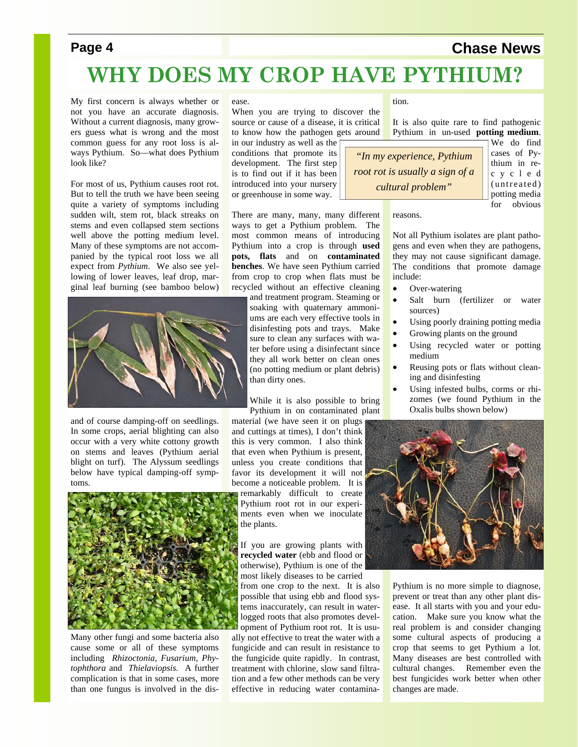# WHY DOES MY CROP HAVE PYTHIUM?

My first concern is always whether or not you have an accurate diagnosis. Without a current diagnosis, many growers guess what is wrong and the most common guess for any root loss is always Pythium. So—what does Pythium look like?

For most of us, Pythium causes root rot. But to tell the truth we have been seeing quite a variety of symptoms including sudden wilt, stem rot, black streaks on stems and even collapsed stem sections well above the potting medium level. Many of these symptoms are not accompanied by the typical root loss we all expect from *Pythium*. We also see yellowing of lower leaves, leaf drop, marginal leaf burning (see bamboo below) and of course damping-off on seedlings. In some crops, aerial blighting can also occur with a very white cottony growth on stems and leaves (Pythium aerial blight on turf). The Alyssum seedlings below have typical damping-off symptoms.

Many other fungi and some bacteria also cause some or all of these symptoms including *Rhizoctonia*, *Fusarium*, *Phytophthora* and *Thielaviopsis.* A further complication is that in some cases, more than one fungus is involved in the disease.

When you are trying to discover the source or cause of a disease, it is critical to know how the pathogen gets around in our industry as well as the conditions that promote its development. The first step is to find out if it has been introduced into your nursery or greenhouse in some way.

> "In my experience, Pythium root rot is usually a sign of a cultural problem"

There are many, many, many different ways to get a Pythium problem. The most common means of introducing Pythium into a crop is through **used pots, flats** and on **contaminated benches**. We have seen Pythium carried from crop to crop when flats must be recycled without an effective cleaning and treatment program. Steaming or soaking with quaternary ammoniums are each very effective tools in disinfesting pots and trays. Make sure to clean any surfaces with water before using a disinfectant since they all work better on clean ones (no potting medium or plant debris) than dirty ones.

While it is also possible to bring Pythium in on contaminated plant material (we have seen it on plugs and cuttings at times), I don't think this is very common. I also think that even when Pythium is present, unless you create conditions that favor its development it will not become a noticeable problem. It is remarkably difficult to create Pythium root rot in our experiments even when we inoculate the plants.

If you are growing plants with **recycled water** (ebb and flood or otherwise), Pythium is one of the most likely diseases to be carried from one crop to the next. It is also possible that using ebb and flood systems inaccurately, can result in waterlogged roots that also promotes development of Pythium root rot. It is usually not effective to treat the water with a fungicide and can result in resistance to the fungicide quite rapidly. In contrast, treatment with chlorine, slow sand filtration and a few other methods can be very effective in reducing water contamination.

It is also quite rare to find pathogenic Pythium in un-used **potting medium**. We do find cases of Pythium in recycled (untreated) potting media for obvious reasons.

Not all Pythium isolates are plant pathogens and even when they are pathogens, they may not cause significant damage. The conditions that promote damage include:

- Over-watering
- Salt burn (fertilizer or water sources)
- Using poorly draining potting media
- Growing plants on the ground
- Using recycled water or potting medium
- Reusing pots or flats without cleaning and disinfesting
- Using infested bulbs, corms or rhizomes (we found Pythium in the Oxalis bulbs shown below)

Pythium is no more simple to diagnose, prevent or treat than any other plant disease. It all starts with you and your education. Make sure you know what the real problem is and consider changing some cultural aspects of producing a crop that seems to get Pythium a lot. Many diseases are best controlled with cultural changes. Remember even the best fungicides work better when other changes are made.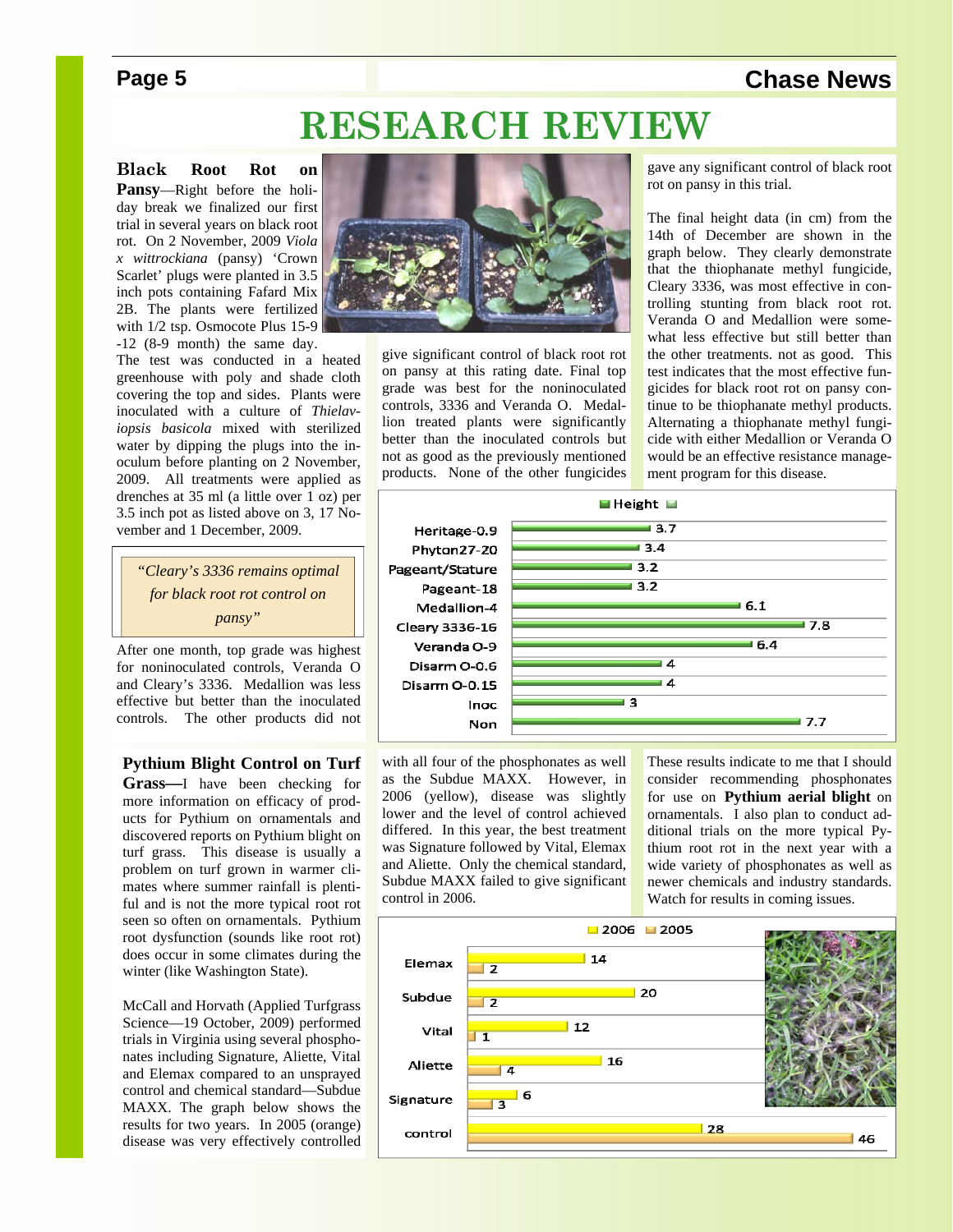# RESEARCH REVIEW

**Black Root Rot on Pansy**—Right before the holiday break we finalized our first trial in several years on black root rot. On 2 November, 2009 *Viola x wittrockiana* (pansy) 'Crown Scarlet' plugs were planted in 3.5 inch pots containing Fafard Mix 2B. The plants were fertilized with 1/2 tsp. Osmocote Plus 15-9-12 (8-9 month) the same day. The test was conducted in a heated greenhouse with poly and shade cloth covering the top and sides. Plants were inoculated with a culture of *Thielaviopsis basicola* mixed with sterilized water by dipping the plugs into the inoculum before planting on 2 November, 2009. All treatments were applied as drenches at 35 ml (a little over 1 oz) per 3.5 inch pot as listed above on 3, 17 November and 1 December, 2009.

> *"Cleary's 3336 remains optimal for black root rot control on pansy"*

After one month, top grade was highest for noninoculated controls, Veranda O and Cleary's 3336. Medallion was less effective but better than the inoculated controls. The other products did not give significant control of black root rot on pansy at this rating date. Final top grade was best for the noninoculated controls, 3336 and Veranda O. Medallion treated plants were significantly better than the inoculated controls but not as good as the previously mentioned products. None of the other fungicides gave any significant control of black root rot on pansy in this trial.

The final height data (in cm) from the 14th of December are shown in the graph below. They clearly demonstrate that the thiophanate methyl fungicide, Cleary 3336, was most effective in controlling stunting from black root rot. Veranda O and Medallion were somewhat less effective but still better than the other treatments. not as good. This test indicates that the most effective fungicides for black root rot on pansy continue to be thiophanate methyl products. Alternating a thiophanate methyl fungicide with either Medallion or Veranda O would be an effective resistance management program for this disease.

| Treatment | Height |
|---|---|
| Heritage-0.9 | 3.7 |
| Phyton27-20 | 3.4 |
| Pageant/Stature | 3.2 |
| Pageant-18 | 3.2 |
| Medallion-4 | 6.1 |
| Cleary 3336-16 | 7.8 |
| Veranda O-9 | 6.4 |
| Disarm O-0.6 | 4 |
| Disarm O-0.15 | 4 |
| Inoc | 3 |
| Non | 7.7 |

**Pythium Blight Control on Turf Grass—**I have been checking for more information on efficacy of products for Pythium on ornamentals and discovered reports on Pythium blight on turf grass. This disease is usually a problem on turf grown in warmer climates where summer rainfall is plentiful and is not the more typical root rot seen so often on ornamentals. Pythium root dysfunction (sounds like root rot) does occur in some climates during the winter (like Washington State).

McCall and Horvath (Applied Turfgrass Science—19 October, 2009) performed trials in Virginia using several phosphonates including Signature, Aliette, Vital and Elemax compared to an unsprayed control and chemical standard—Subdue MAXX. The graph below shows the results for two years. In 2005 (orange) disease was very effectively controlled with all four of the phosphonates as well as the Subdue MAXX. However, in 2006 (yellow), disease was slightly lower and the level of control achieved differed. This year, the best treatment was Signature followed by Vital, Elemax and Aliette. Only the chemical standard, Subdue MAXX failed to give significant control in 2006.

These results indicate to me that I should consider recommending phosphonates for use on **Pythium aerial blight** on ornamentals. I also plan to conduct additional trials on the more typical Pythium root rot in the next year with a wide variety of phosphonates as well as newer chemicals and industry standards. Watch for results in coming issues.

| Treatment | 2006 | 2005 |
|---|---|---|
| Elemax | 14 | 2 |
| Subdue | 20 | 2 |
| Vital | 12 | 1 |
| Aliette | 16 | 4 |
| Signature | 6 | 3 |
| control | 28 | 46 |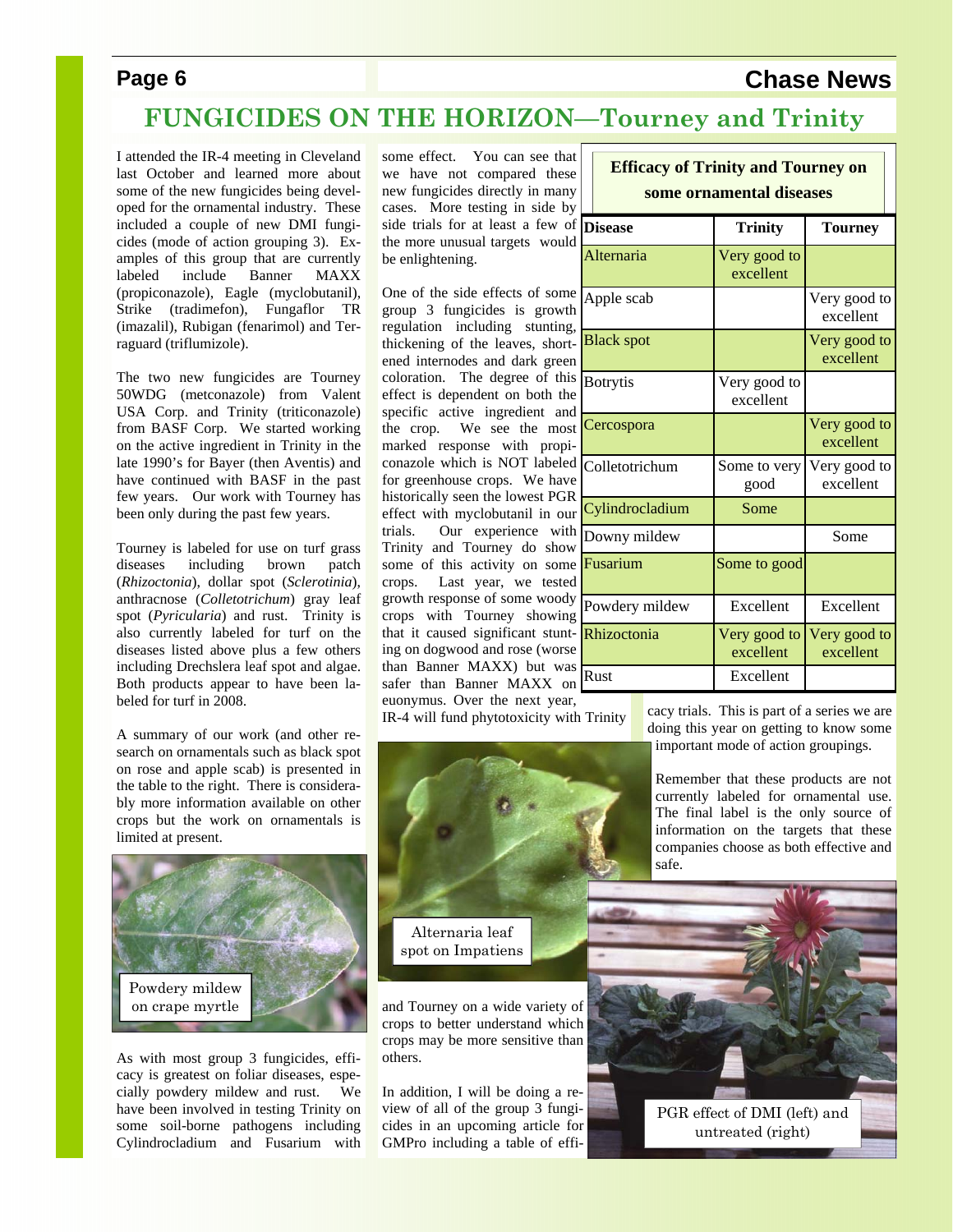# FUNGICIDES ON THE HORIZON—Tourney and Trinity

I attended the IR-4 meeting in Cleveland last October and learned more about some of the new fungicides being developed for the ornamental industry. These included a couple of new DMI fungicides (mode of action grouping 3). Examples of this group that are currently labeled include Banner MAXX (propiconazole), Eagle (myclobutanil), Strike (tradimefon), Fungaflor TR (imazalil), Rubigan (fenarimol) and Terraguard (triflumizole).

The two new fungicides are Tourney 50WDG (metconazole) from Valent USA Corp. and Trinity (triticonazole) from BASF Corp. We started working on the active ingredient in Trinity in the late 1990's for Bayer (then Aventis) and have continued with BASF in the past few years. Our work with Tourney has been only during the past few years.

Tourney is labeled for use on turf grass diseases including brown patch (*Rhizoctonia*), dollar spot (*Sclerotinia*), anthracnose (*Colletotrichum*) gray leaf spot (*Pyricularia*) and rust. Trinity is also currently labeled for turf on the diseases listed above plus a few others including Drechslera leaf spot and algae. Both products appear to have been labeled for turf in 2008.

A summary of our work (and other research on ornamentals such as black spot on rose and apple scab) is presented in the table to the right. There is considerably more information available on other crops but the work on ornamentals is limited at present.

Powdery mildew on crape myrtle

As with most group 3 fungicides, efficacy is greatest on foliar diseases, especially powdery mildew and rust. We have been involved in testing Trinity on some soil-borne pathogens including Cylindrocladium and Fusarium with some effect. You can see that we have not compared these new fungicides directly in many cases. More testing in side by side trials for at least a few of the more unusual targets would be enlightening.

One of the side effects of some group 3 fungicides is growth regulation including stunting, thickening of the leaves, shortened internodes and dark green coloration. The degree of this effect is dependent on both the specific active ingredient and the crop. We see the most marked response with propiconazole which is NOT labeled for greenhouse crops. We have historically seen the lowest PGR effect with myclobutanil in our trials. Our experience with Trinity and Tourney do show some of this activity on some crops. Last year, we tested growth response of some woody crops with Tourney showing that it caused significant stunting on dogwood and rose (worse than Banner MAXX) but was safer than Banner MAXX on euonymus. Over the next year, IR-4 will fund phytotoxicity with Trinity and Tourney on a wide variety of crops to better understand which crops may be more sensitive than others.

Alternaria leaf spot on Impatiens

In addition, I will be doing a review of all of the group 3 fungicides in an upcoming article for GMPro including a table of efficacy trials. This is part of a series we are doing this year on getting to know some important mode of action groupings.

**Efficacy of Trinity and Tourney on some ornamental diseases**

| Disease | Trinity | Tourney |
|---|---|---|
| Alternaria | Very good to excellent | |
| Apple scab | | Very good to excellent |
| Black spot | | Very good to excellent |
| Botrytis | Very good to excellent | |
| Cercospora | | Very good to excellent |
| Colletotrichum | Some to very good | Very good to excellent |
| Cylindrocladium | Some | |
| Downy mildew | | Some |
| Fusarium | Some to good | |
| Powdery mildew | Excellent | Excellent |
| Rhizoctonia | Very good to excellent | Very good to excellent |
| Rust | Excellent | |

Remember that these products are not currently labeled for ornamental use. The final label is the only source of information on the targets that these companies choose as both effective and safe.

PGR effect of DMI (left) and untreated (right)